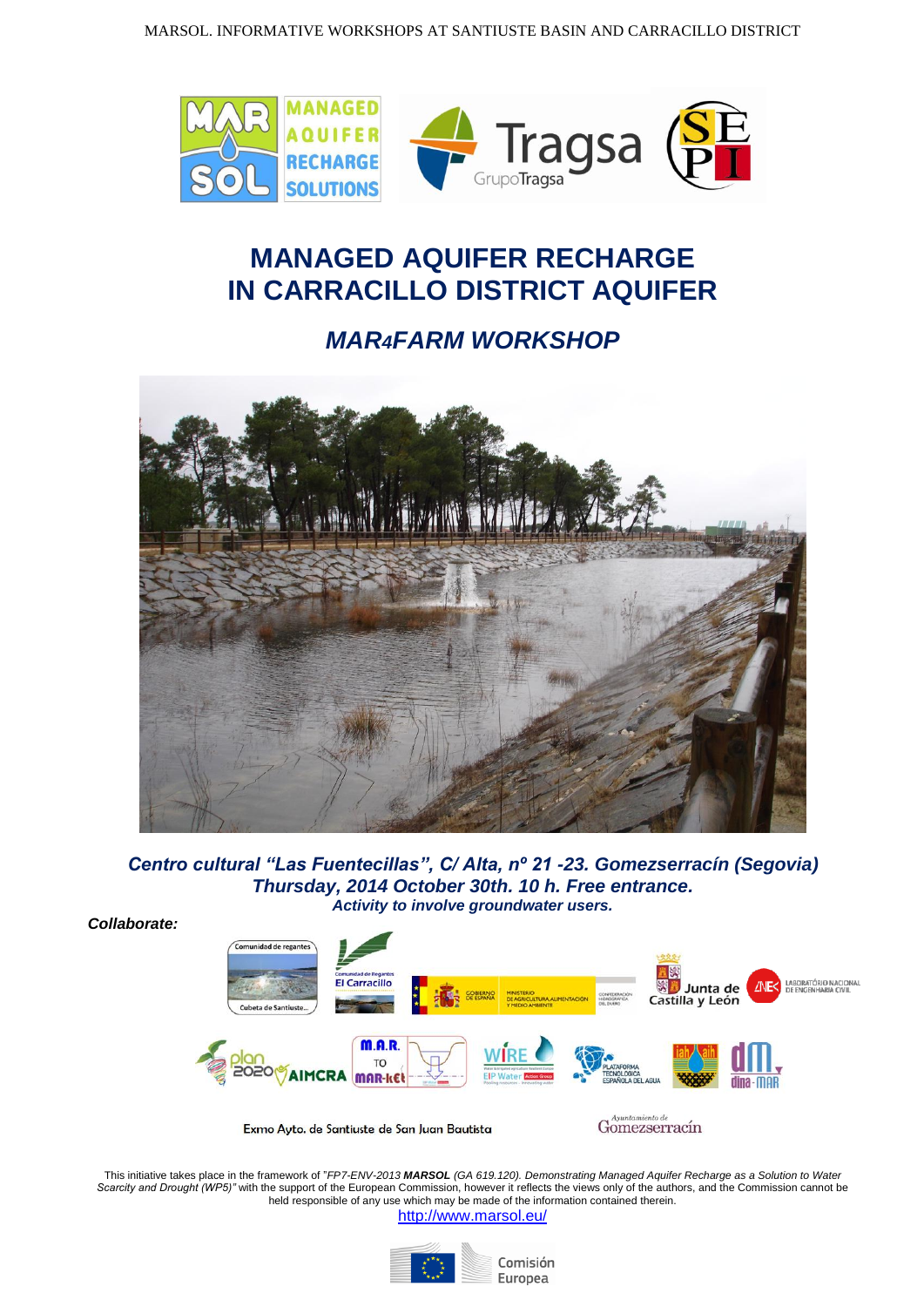# MANAGED AQUIFER RECHARGE IN CARRACILLO DISTRICT AQUIFER

## *MAR4FARM WORKSHOP*

***Centro cultural "Las Fuentecillas", C/ Alta, nº 21 -23. Gomezserracín (Segovia)***
***Thursday, 2014 October 30th. 10 h. Free entrance.***
***Activity to involve groundwater users.***

***Collaborate:***

Exmo Ayto. de Santiuste de San Juan Bautista

Ayuntamiento de Gomezserracín

This initiative takes place in the framework of "*FP7-ENV-2013* ***MARSOL*** *(GA 619.120). Demonstrating Managed Aquifer Recharge as a Solution to Water Scarcity and Drought (WP5)"* with the support of the European Commission, however it reflects the views only of the authors, and the Commission cannot be held responsible for any use which may be made of the information contained therein.

http://www.marsol.eu/

Comisión Europea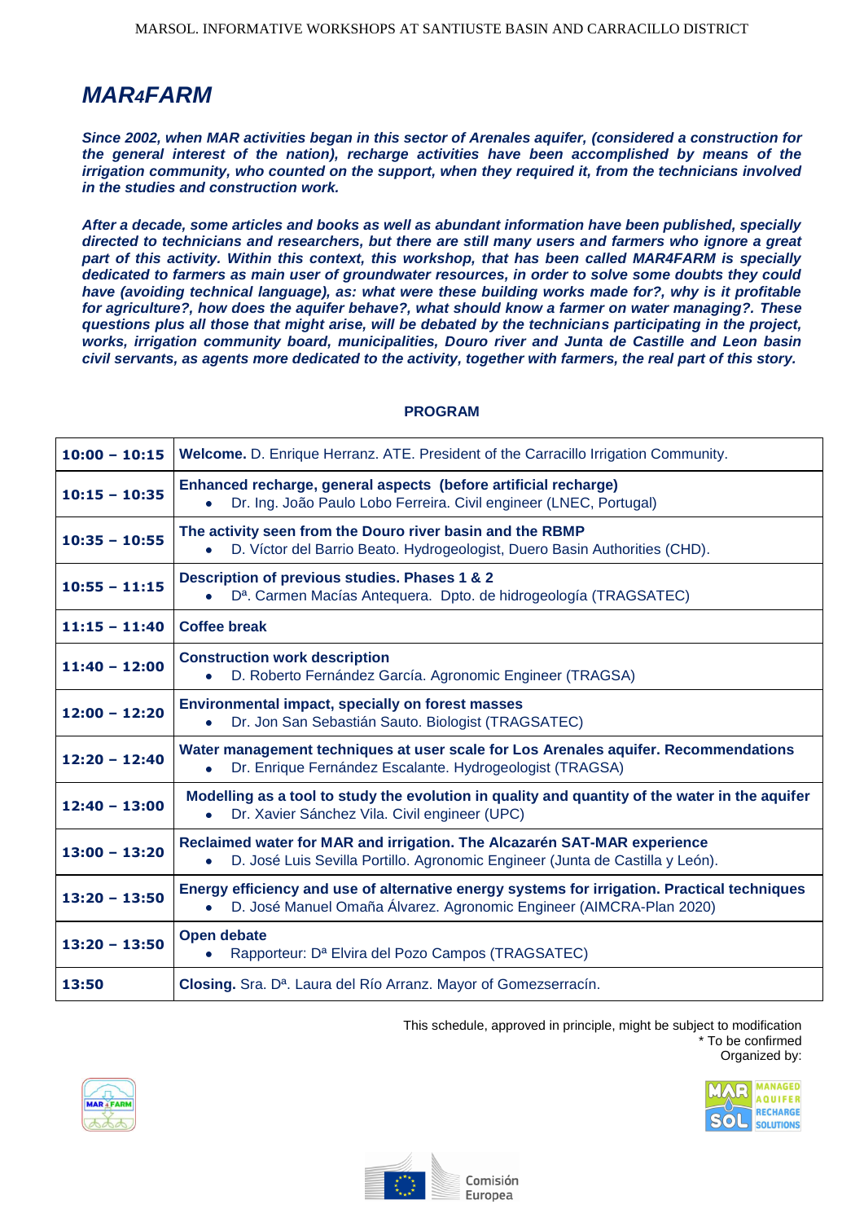# *MAR4FARM*

***Since 2002, when MAR activities began in this sector of Arenales aquifer, (considered a construction for the general interest of the nation), recharge activities have been accomplished by means of the irrigation community, who counted on the support, when they required it, from the technicians involved in the studies and construction work.***

***After a decade, some articles and books as well as abundant information have been published, specially directed to technicians and researchers, but there are still many users and farmers who ignore a great part of this activity. Within this context, this workshop, that has been called MAR4FARM is specially dedicated to farmers as main user of groundwater resources, in order to solve some doubts they could have (avoiding technical language), as: what were these building works made for?, why is it profitable for agriculture?, how does the aquifer behave?, what should know a farmer on water managing?. These questions plus all those that might arise, will be debated by the technicians participating in the project, works, irrigation community board, municipalities, Douro river and Junta de Castille and Leon basin civil servants, as agents more dedicated to the activity, together with farmers, the real part of this story.***

**PROGRAM**

| | |
|---|---|
| **10:00 – 10:15** | **Welcome.** D. Enrique Herranz. ATE. President of the Carracillo Irrigation Community. |
| **10:15 – 10:35** | **Enhanced recharge, general aspects (before artificial recharge)**<br>• Dr. Ing. João Paulo Lobo Ferreira. Civil engineer (LNEC, Portugal) |
| **10:35 – 10:55** | **The activity seen from the Douro river basin and the RBMP**<br>• D. Víctor del Barrio Beato. Hydrogeologist, Duero Basin Authorities (CHD). |
| **10:55 – 11:15** | **Description of previous studies. Phases 1 & 2**<br>• Dª. Carmen Macías Antequera. Dpto. de hidrogeología (TRAGSATEC) |
| **11:15 – 11:40** | **Coffee break** |
| **11:40 – 12:00** | **Construction work description**<br>• D. Roberto Fernández García. Agronomic Engineer (TRAGSA) |
| **12:00 – 12:20** | **Environmental impact, specially on forest masses**<br>• Dr. Jon San Sebastián Sauto. Biologist (TRAGSATEC) |
| **12:20 – 12:40** | **Water management techniques at user scale for Los Arenales aquifer. Recommendations**<br>• Dr. Enrique Fernández Escalante. Hydrogeologist (TRAGSA) |
| **12:40 – 13:00** | **Modelling as a tool to study the evolution in quality and quantity of the water in the aquifer**<br>• Dr. Xavier Sánchez Vila. Civil engineer (UPC) |
| **13:00 – 13:20** | **Reclaimed water for MAR and irrigation. The Alcazarén SAT-MAR experience**<br>• D. José Luis Sevilla Portillo. Agronomic Engineer (Junta de Castilla y León). |
| **13:20 – 13:50** | **Energy efficiency and use of alternative energy systems for irrigation. Practical techniques**<br>• D. José Manuel Omaña Álvarez. Agronomic Engineer (AIMCRA-Plan 2020) |
| **13:20 – 13:50** | **Open debate**<br>• Rapporteur: Dª Elvira del Pozo Campos (TRAGSATEC) |
| **13:50** | **Closing.** Sra. Dª. Laura del Río Arranz. Mayor of Gomezserracín. |

This schedule, approved in principle, might be subject to modification
* To be confirmed
Organized by:

MAR 4 FARM

MAR SOL MANAGED AQUIFER RECHARGE SOLUTIONS

Comisión Europea